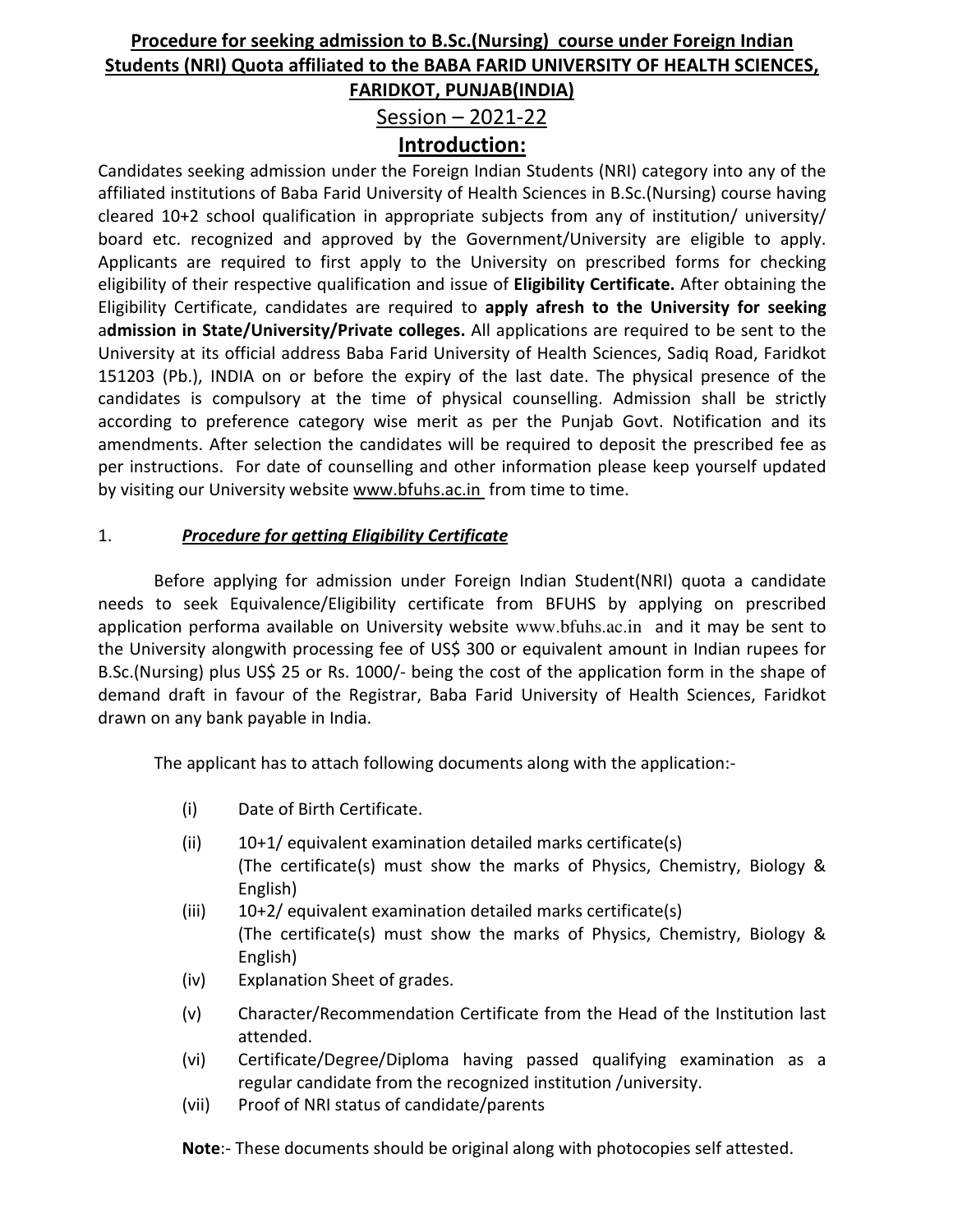# Procedure for seeking admission to B.Sc.(Nursing) course under Foreign Indian Students (NRI) Quota affiliated to the BABA FARID UNIVERSITY OF HEALTH SCIENCES, FARIDKOT, PUNJAB(INDIA)

## Session – 2021-22

## Introduction:

Candidates seeking admission under the Foreign Indian Students (NRI) category into any of the affiliated institutions of Baba Farid University of Health Sciences in B.Sc.(Nursing) course having cleared 10+2 school qualification in appropriate subjects from any of institution/ university/ board etc. recognized and approved by the Government/University are eligible to apply. Applicants are required to first apply to the University on prescribed forms for checking eligibility of their respective qualification and issue of **Eligibility Certificate.** After obtaining the Eligibility Certificate, candidates are required to **apply afresh to the University for seeking admission in State/University/Private colleges.** All applications are required to be sent to the University at its official address Baba Farid University of Health Sciences, Sadiq Road, Faridkot 151203 (Pb.), INDIA on or before the expiry of the last date. The physical presence of the candidates is compulsory at the time of physical counselling. Admission shall be strictly according to preference category wise merit as per the Punjab Govt. Notification and its amendments. After selection the candidates will be required to deposit the prescribed fee as per instructions. For date of counselling and other information please keep yourself updated by visiting our University website www.bfuhs.ac.in from time to time.

1. ***Procedure for getting Eligibility Certificate***

Before applying for admission under Foreign Indian Student(NRI) quota a candidate needs to seek Equivalence/Eligibility certificate from BFUHS by applying on prescribed application performa available on University website www.bfuhs.ac.in and it may be sent to the University alongwith processing fee of US$ 300 or equivalent amount in Indian rupees for B.Sc.(Nursing) plus US$ 25 or Rs. 1000/- being the cost of the application form in the shape of demand draft in favour of the Registrar, Baba Farid University of Health Sciences, Faridkot drawn on any bank payable in India.

The applicant has to attach following documents along with the application:-

(i) Date of Birth Certificate.

(ii) 10+1/ equivalent examination detailed marks certificate(s) (The certificate(s) must show the marks of Physics, Chemistry, Biology & English)

(iii) 10+2/ equivalent examination detailed marks certificate(s) (The certificate(s) must show the marks of Physics, Chemistry, Biology & English)

(iv) Explanation Sheet of grades.

(v) Character/Recommendation Certificate from the Head of the Institution last attended.

(vi) Certificate/Degree/Diploma having passed qualifying examination as a regular candidate from the recognized institution /university.

(vii) Proof of NRI status of candidate/parents

**Note**:- These documents should be original along with photocopies self attested.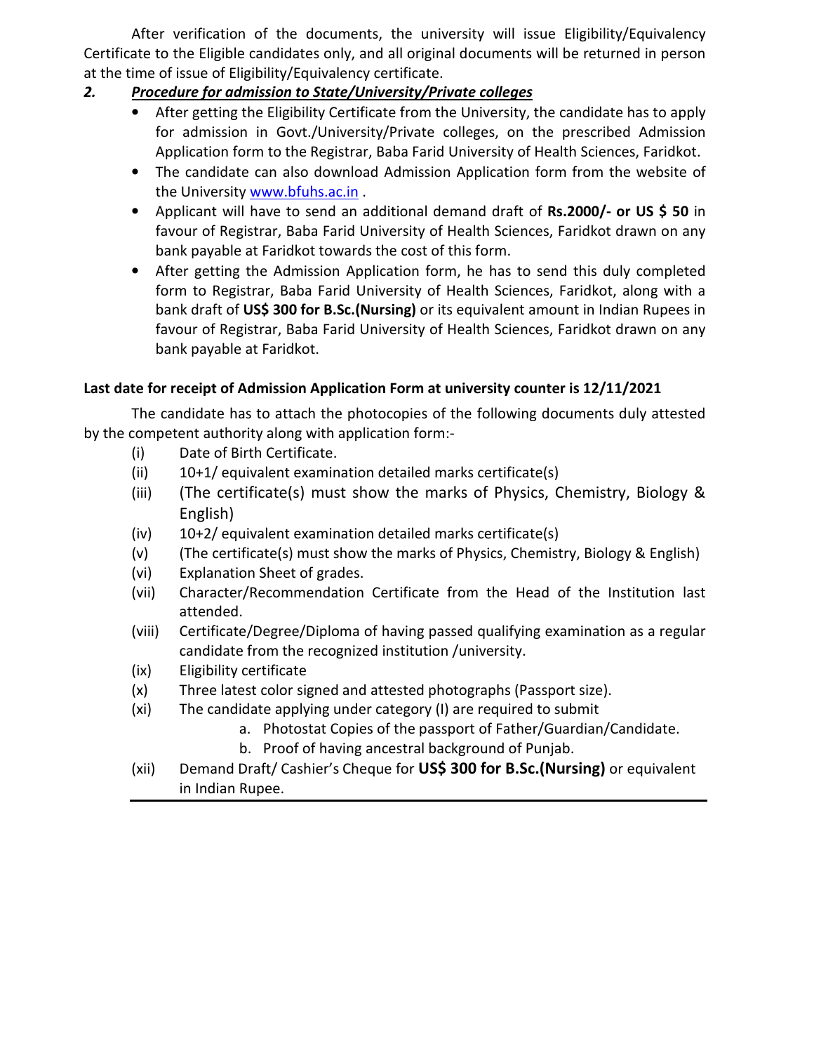After verification of the documents, the university will issue Eligibility/Equivalency Certificate to the Eligible candidates only, and all original documents will be returned in person at the time of issue of Eligibility/Equivalency certificate.

2. ***Procedure for admission to State/University/Private colleges***

- After getting the Eligibility Certificate from the University, the candidate has to apply for admission in Govt./University/Private colleges, on the prescribed Admission Application form to the Registrar, Baba Farid University of Health Sciences, Faridkot.
- The candidate can also download Admission Application form from the website of the University www.bfuhs.ac.in .
- Applicant will have to send an additional demand draft of **Rs.2000/- or US $ 50** in favour of Registrar, Baba Farid University of Health Sciences, Faridkot drawn on any bank payable at Faridkot towards the cost of this form.
- After getting the Admission Application form, he has to send this duly completed form to Registrar, Baba Farid University of Health Sciences, Faridkot, along with a bank draft of **US$ 300 for B.Sc.(Nursing)** or its equivalent amount in Indian Rupees in favour of Registrar, Baba Farid University of Health Sciences, Faridkot drawn on any bank payable at Faridkot.

**Last date for receipt of Admission Application Form at university counter is 12/11/2021**

The candidate has to attach the photocopies of the following documents duly attested by the competent authority along with application form:-

(i) Date of Birth Certificate.
(ii) 10+1/ equivalent examination detailed marks certificate(s)
(iii) (The certificate(s) must show the marks of Physics, Chemistry, Biology & English)
(iv) 10+2/ equivalent examination detailed marks certificate(s)
(v) (The certificate(s) must show the marks of Physics, Chemistry, Biology & English)
(vi) Explanation Sheet of grades.
(vii) Character/Recommendation Certificate from the Head of the Institution last attended.
(viii) Certificate/Degree/Diploma of having passed qualifying examination as a regular candidate from the recognized institution /university.
(ix) Eligibility certificate
(x) Three latest color signed and attested photographs (Passport size).
(xi) The candidate applying under category (I) are required to submit
   a. Photostat Copies of the passport of Father/Guardian/Candidate.
   b. Proof of having ancestral background of Punjab.
(xii) Demand Draft/ Cashier's Cheque for **US$ 300 for B.Sc.(Nursing)** or equivalent in Indian Rupee.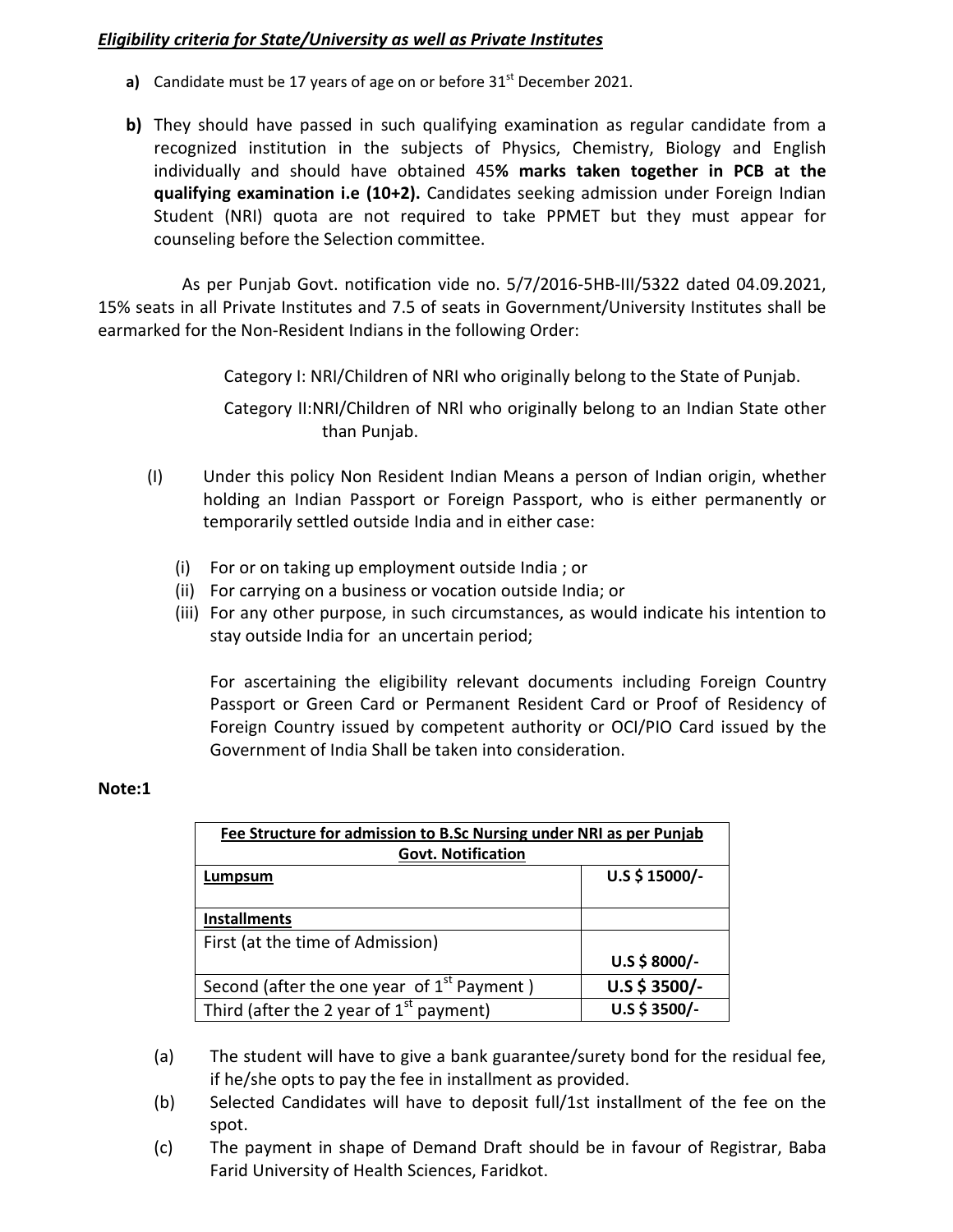***Eligibility criteria for State/University as well as Private Institutes***

**a)** Candidate must be 17 years of age on or before 31st December 2021.

**b)** They should have passed in such qualifying examination as regular candidate from a recognized institution in the subjects of Physics, Chemistry, Biology and English individually and should have obtained 45**% marks taken together in PCB at the qualifying examination i.e (10+2).** Candidates seeking admission under Foreign Indian Student (NRI) quota are not required to take PPMET but they must appear for counseling before the Selection committee.

As per Punjab Govt. notification vide no. 5/7/2016-5HB-III/5322 dated 04.09.2021, 15% seats in all Private Institutes and 7.5 of seats in Government/University Institutes shall be earmarked for the Non-Resident Indians in the following Order:

Category I: NRI/Children of NRI who originally belong to the State of Punjab.

Category II:NRI/Children of NRI who originally belong to an Indian State other than Punjab.

(I) Under this policy Non Resident Indian Means a person of Indian origin, whether holding an Indian Passport or Foreign Passport, who is either permanently or temporarily settled outside India and in either case:

(i) For or on taking up employment outside India ; or
(ii) For carrying on a business or vocation outside India; or
(iii) For any other purpose, in such circumstances, as would indicate his intention to stay outside India for an uncertain period;

For ascertaining the eligibility relevant documents including Foreign Country Passport or Green Card or Permanent Resident Card or Proof of Residency of Foreign Country issued by competent authority or OCI/PIO Card issued by the Government of India Shall be taken into consideration.

**Note:1**

| **Fee Structure for admission to B.Sc Nursing under NRI as per Punjab Govt. Notification** | |
|---|---|
| **Lumpsum** | **U.S $ 15000/-** |
| **Installments** | |
| First (at the time of Admission) | **U.S $ 8000/-** |
| Second (after the one year of 1st Payment ) | **U.S $ 3500/-** |
| Third (after the 2 year of 1st payment) | **U.S $ 3500/-** |

(a) The student will have to give a bank guarantee/surety bond for the residual fee, if he/she opts to pay the fee in installment as provided.

(b) Selected Candidates will have to deposit full/1st installment of the fee on the spot.

(c) The payment in shape of Demand Draft should be in favour of Registrar, Baba Farid University of Health Sciences, Faridkot.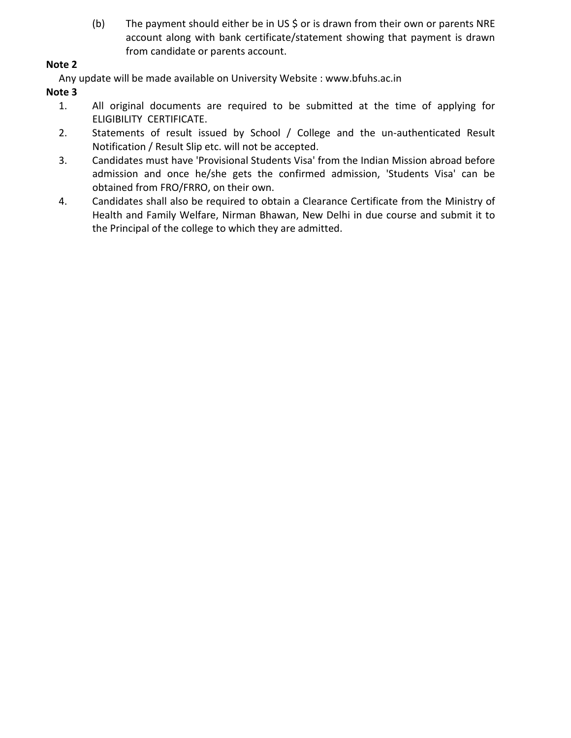(b) The payment should either be in US $ or is drawn from their own or parents NRE account along with bank certificate/statement showing that payment is drawn from candidate or parents account.

**Note 2**

Any update will be made available on University Website : www.bfuhs.ac.in

**Note 3**

1. All original documents are required to be submitted at the time of applying for ELIGIBILITY CERTIFICATE.
2. Statements of result issued by School / College and the un-authenticated Result Notification / Result Slip etc. will not be accepted.
3. Candidates must have 'Provisional Students Visa' from the Indian Mission abroad before admission and once he/she gets the confirmed admission, 'Students Visa' can be obtained from FRO/FRRO, on their own.
4. Candidates shall also be required to obtain a Clearance Certificate from the Ministry of Health and Family Welfare, Nirman Bhawan, New Delhi in due course and submit it to the Principal of the college to which they are admitted.